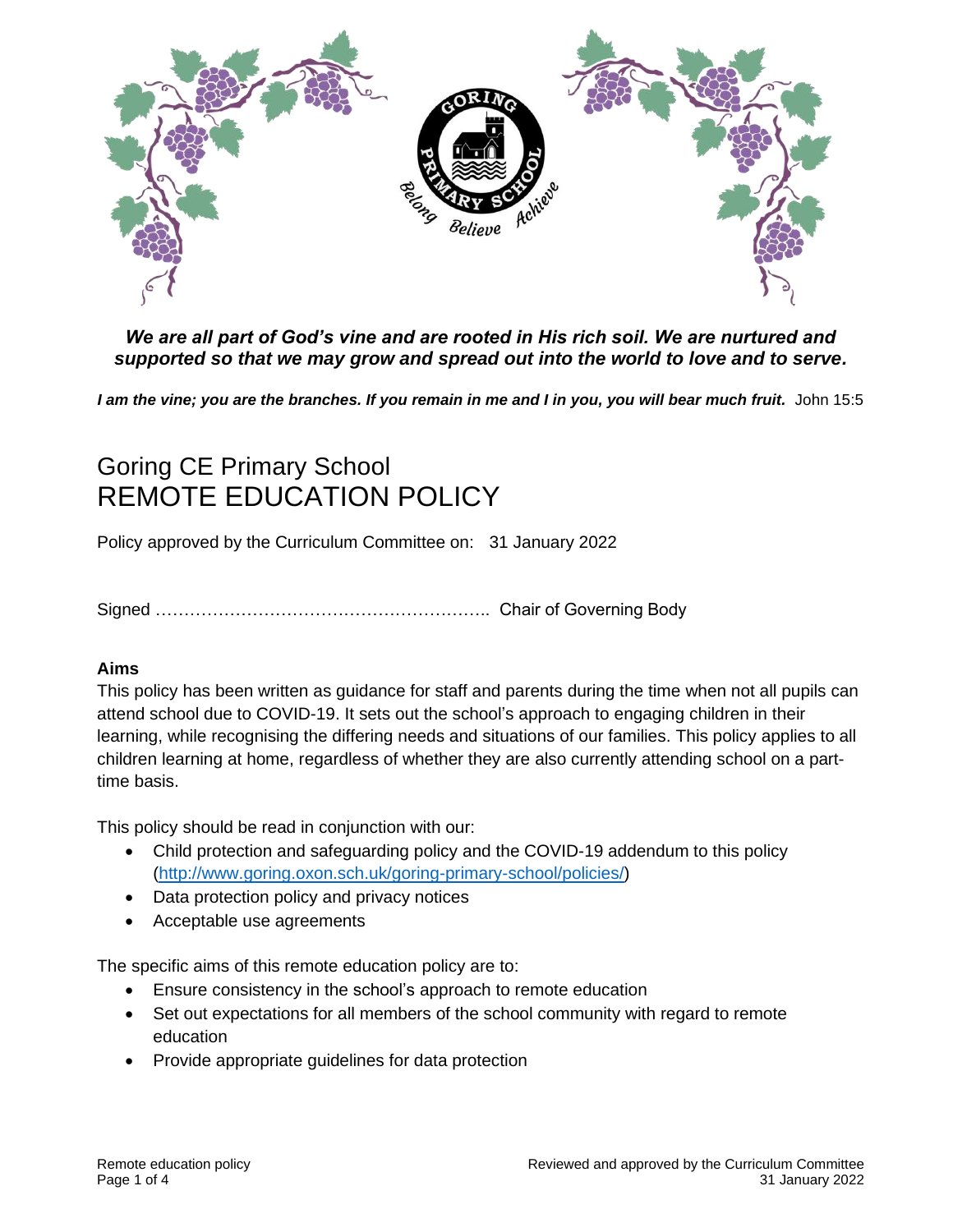*We are all part of God's vine and are rooted in His rich soil. We are nurtured and supported so that we may grow and spread out into the world to love and to serve.*

***I am the vine; you are the branches. If you remain in me and I in you, you will bear much fruit.*** John 15:5

# Goring CE Primary School
# REMOTE EDUCATION POLICY

Policy approved by the Curriculum Committee on: 31 January 2022

Signed ………………………………………………….. Chair of Governing Body

**Aims**

This policy has been written as guidance for staff and parents during the time when not all pupils can attend school due to COVID-19. It sets out the school's approach to engaging children in their learning, while recognising the differing needs and situations of our families. This policy applies to all children learning at home, regardless of whether they are also currently attending school on a part-time basis.

This policy should be read in conjunction with our:

- Child protection and safeguarding policy and the COVID-19 addendum to this policy (http://www.goring.oxon.sch.uk/goring-primary-school/policies/)
- Data protection policy and privacy notices
- Acceptable use agreements

The specific aims of this remote education policy are to:

- Ensure consistency in the school's approach to remote education
- Set out expectations for all members of the school community with regard to remote education
- Provide appropriate guidelines for data protection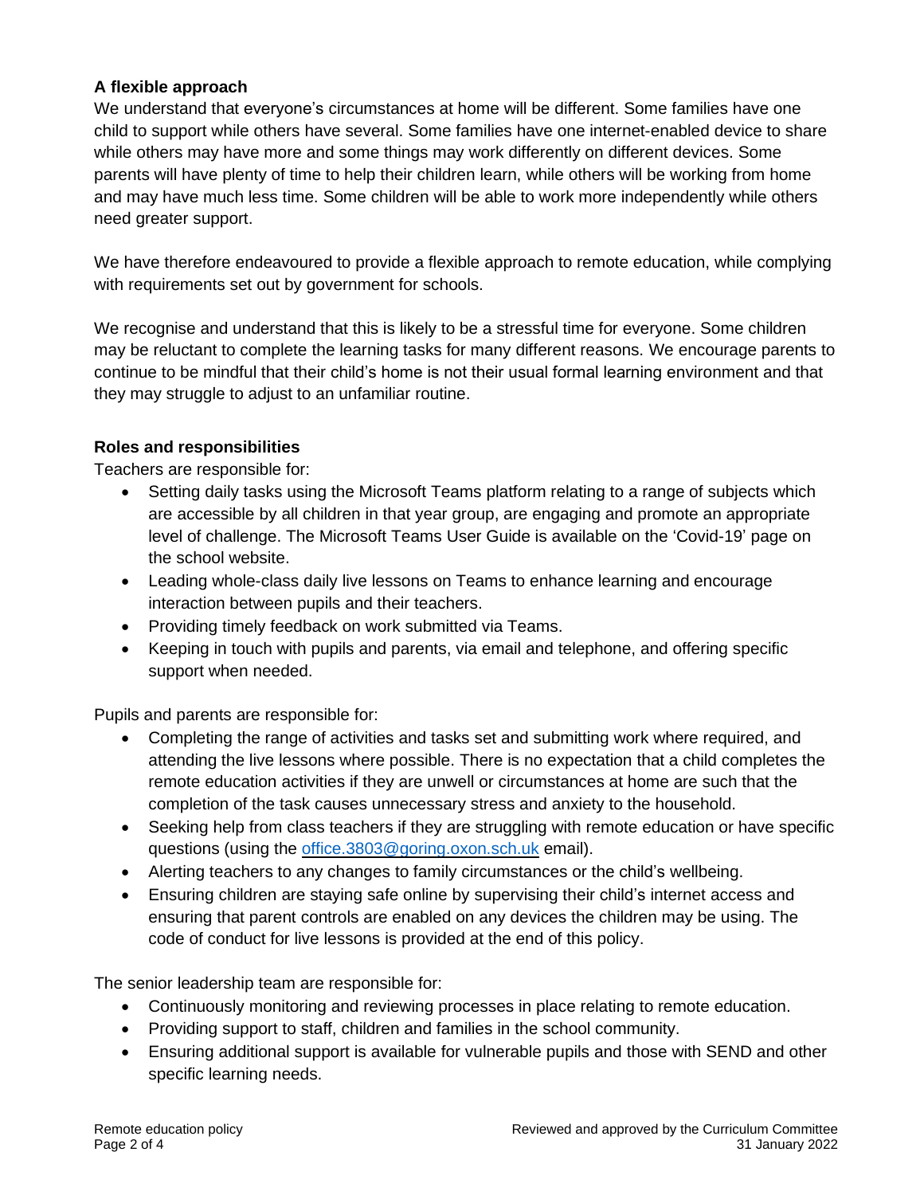### A flexible approach

We understand that everyone's circumstances at home will be different. Some families have one child to support while others have several. Some families have one internet-enabled device to share while others may have more and some things may work differently on different devices. Some parents will have plenty of time to help their children learn, while others will be working from home and may have much less time. Some children will be able to work more independently while others need greater support.

We have therefore endeavoured to provide a flexible approach to remote education, while complying with requirements set out by government for schools.

We recognise and understand that this is likely to be a stressful time for everyone. Some children may be reluctant to complete the learning tasks for many different reasons. We encourage parents to continue to be mindful that their child's home is not their usual formal learning environment and that they may struggle to adjust to an unfamiliar routine.

### Roles and responsibilities

Teachers are responsible for:

- Setting daily tasks using the Microsoft Teams platform relating to a range of subjects which are accessible by all children in that year group, are engaging and promote an appropriate level of challenge. The Microsoft Teams User Guide is available on the 'Covid-19' page on the school website.
- Leading whole-class daily live lessons on Teams to enhance learning and encourage interaction between pupils and their teachers.
- Providing timely feedback on work submitted via Teams.
- Keeping in touch with pupils and parents, via email and telephone, and offering specific support when needed.

Pupils and parents are responsible for:

- Completing the range of activities and tasks set and submitting work where required, and attending the live lessons where possible. There is no expectation that a child completes the remote education activities if they are unwell or circumstances at home are such that the completion of the task causes unnecessary stress and anxiety to the household.
- Seeking help from class teachers if they are struggling with remote education or have specific questions (using the office.3803@goring.oxon.sch.uk email).
- Alerting teachers to any changes to family circumstances or the child's wellbeing.
- Ensuring children are staying safe online by supervising their child's internet access and ensuring that parent controls are enabled on any devices the children may be using. The code of conduct for live lessons is provided at the end of this policy.

The senior leadership team are responsible for:

- Continuously monitoring and reviewing processes in place relating to remote education.
- Providing support to staff, children and families in the school community.
- Ensuring additional support is available for vulnerable pupils and those with SEND and other specific learning needs.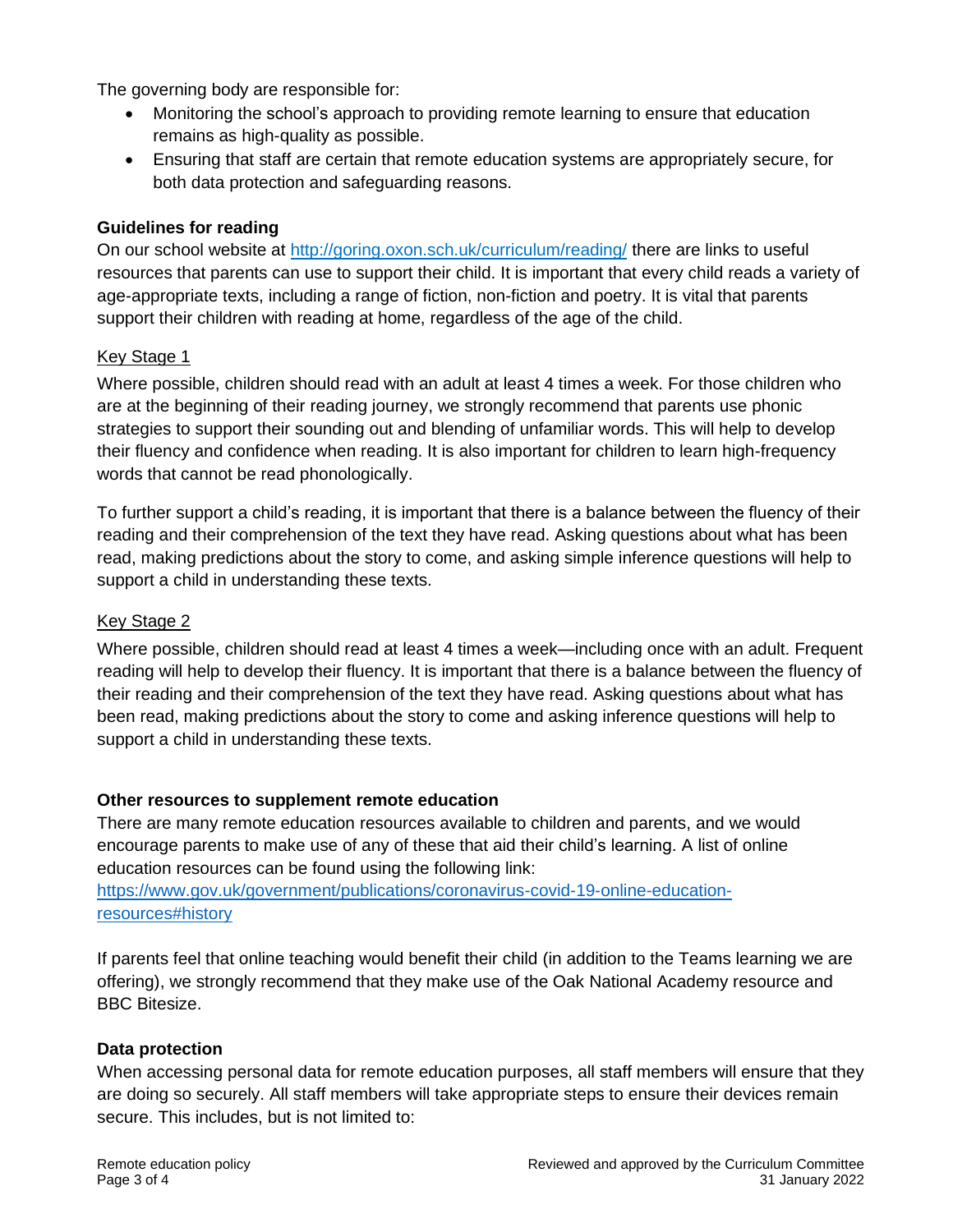The governing body are responsible for:

- Monitoring the school's approach to providing remote learning to ensure that education remains as high-quality as possible.
- Ensuring that staff are certain that remote education systems are appropriately secure, for both data protection and safeguarding reasons.

### Guidelines for reading

On our school website at [http://goring.oxon.sch.uk/curriculum/reading/](http://goring.oxon.sch.uk/curriculum/reading/) there are links to useful resources that parents can use to support their child. It is important that every child reads a variety of age-appropriate texts, including a range of fiction, non-fiction and poetry. It is vital that parents support their children with reading at home, regardless of the age of the child.

#### Key Stage 1

Where possible, children should read with an adult at least 4 times a week. For those children who are at the beginning of their reading journey, we strongly recommend that parents use phonic strategies to support their sounding out and blending of unfamiliar words. This will help to develop their fluency and confidence when reading. It is also important for children to learn high-frequency words that cannot be read phonologically.

To further support a child's reading, it is important that there is a balance between the fluency of their reading and their comprehension of the text they have read. Asking questions about what has been read, making predictions about the story to come, and asking simple inference questions will help to support a child in understanding these texts.

#### Key Stage 2

Where possible, children should read at least 4 times a week—including once with an adult. Frequent reading will help to develop their fluency. It is important that there is a balance between the fluency of their reading and their comprehension of the text they have read. Asking questions about what has been read, making predictions about the story to come and asking inference questions will help to support a child in understanding these texts.

### Other resources to supplement remote education

There are many remote education resources available to children and parents, and we would encourage parents to make use of any of these that aid their child's learning. A list of online education resources can be found using the following link:
[https://www.gov.uk/government/publications/coronavirus-covid-19-online-education-resources#history](https://www.gov.uk/government/publications/coronavirus-covid-19-online-education-resources#history)

If parents feel that online teaching would benefit their child (in addition to the Teams learning we are offering), we strongly recommend that they make use of the Oak National Academy resource and BBC Bitesize.

### Data protection

When accessing personal data for remote education purposes, all staff members will ensure that they are doing so securely. All staff members will take appropriate steps to ensure their devices remain secure. This includes, but is not limited to: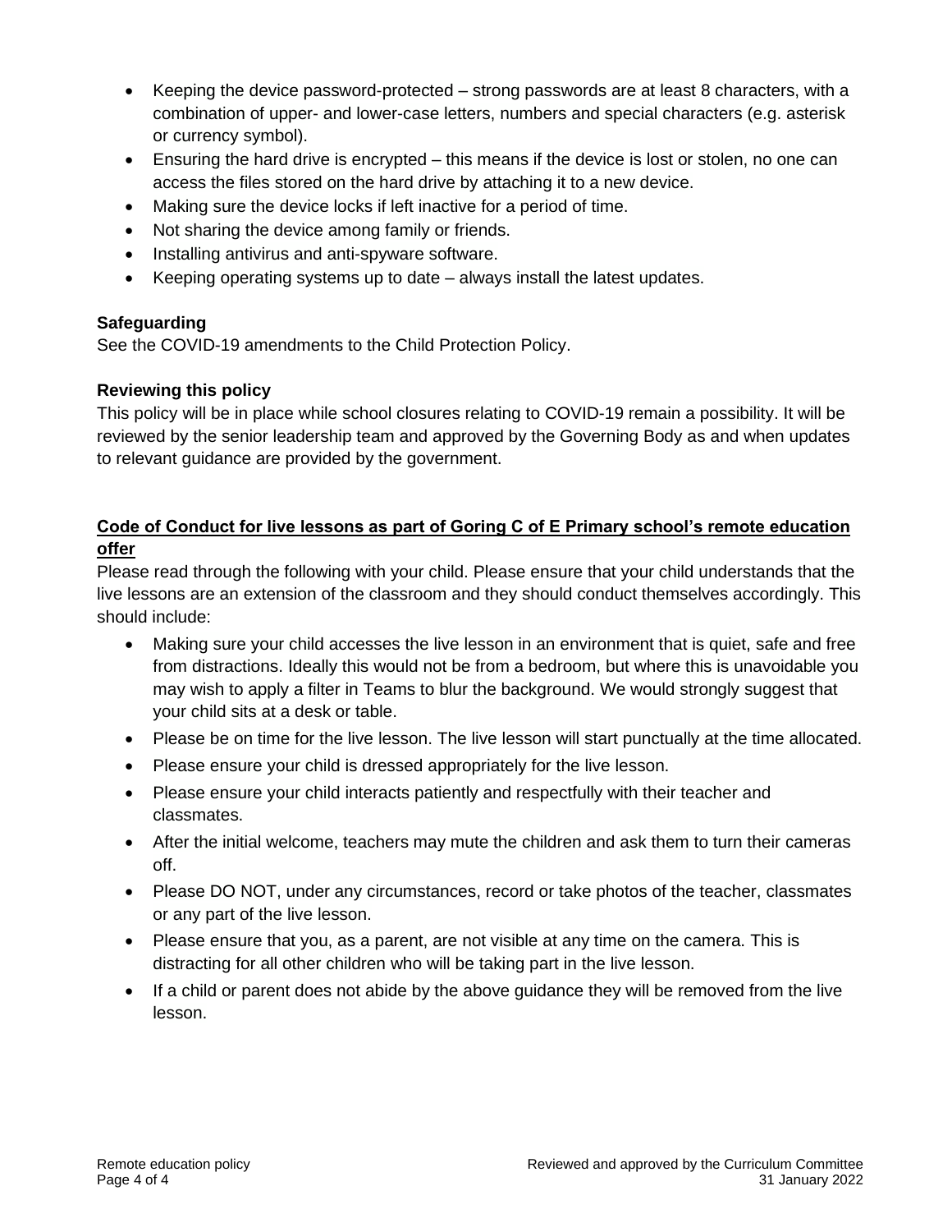- Keeping the device password-protected – strong passwords are at least 8 characters, with a combination of upper- and lower-case letters, numbers and special characters (e.g. asterisk or currency symbol).
- Ensuring the hard drive is encrypted – this means if the device is lost or stolen, no one can access the files stored on the hard drive by attaching it to a new device.
- Making sure the device locks if left inactive for a period of time.
- Not sharing the device among family or friends.
- Installing antivirus and anti-spyware software.
- Keeping operating systems up to date – always install the latest updates.

**Safeguarding**

See the COVID-19 amendments to the Child Protection Policy.

**Reviewing this policy**

This policy will be in place while school closures relating to COVID-19 remain a possibility. It will be reviewed by the senior leadership team and approved by the Governing Body as and when updates to relevant guidance are provided by the government.

**Code of Conduct for live lessons as part of Goring C of E Primary school's remote education offer**

Please read through the following with your child. Please ensure that your child understands that the live lessons are an extension of the classroom and they should conduct themselves accordingly. This should include:

- Making sure your child accesses the live lesson in an environment that is quiet, safe and free from distractions. Ideally this would not be from a bedroom, but where this is unavoidable you may wish to apply a filter in Teams to blur the background. We would strongly suggest that your child sits at a desk or table.
- Please be on time for the live lesson. The live lesson will start punctually at the time allocated.
- Please ensure your child is dressed appropriately for the live lesson.
- Please ensure your child interacts patiently and respectfully with their teacher and classmates.
- After the initial welcome, teachers may mute the children and ask them to turn their cameras off.
- Please DO NOT, under any circumstances, record or take photos of the teacher, classmates or any part of the live lesson.
- Please ensure that you, as a parent, are not visible at any time on the camera. This is distracting for all other children who will be taking part in the live lesson.
- If a child or parent does not abide by the above guidance they will be removed from the live lesson.